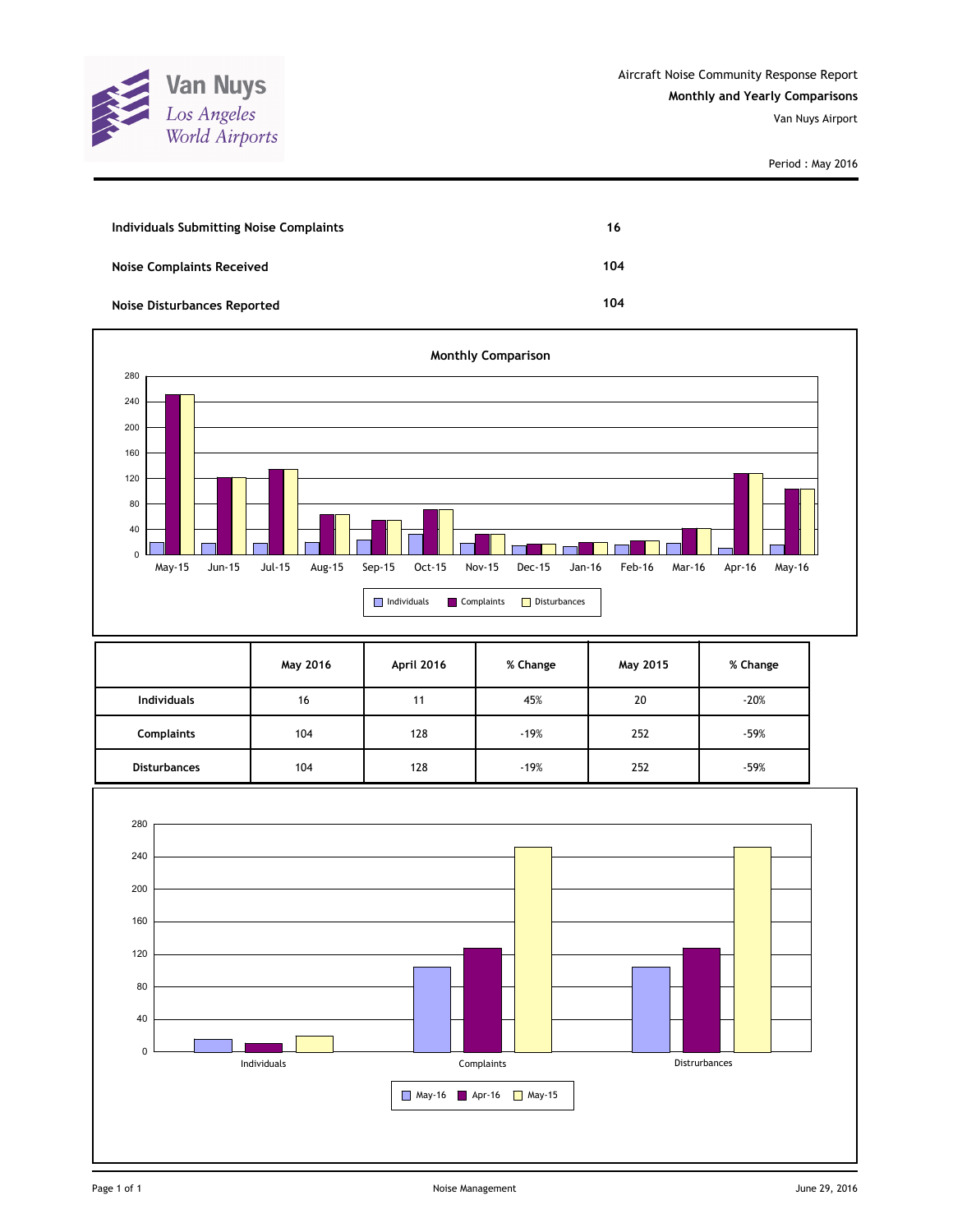Aircraft Noise Community Response Report

**Monthly and Yearly Comparisons**

Van Nuys Airport

Period : May 2016

| | |
|---|---|
| **Individuals Submitting Noise Complaints** | **16** |
| **Noise Complaints Received** | **104** |
| **Noise Disturbances Reported** | **104** |

**Monthly Comparison**

| | May 2016 | April 2016 | % Change | May 2015 | % Change |
|---|---|---|---|---|---|
| **Individuals** | 16 | 11 | 45% | 20 | -20% |
| **Complaints** | 104 | 128 | -19% | 252 | -59% |
| **Disturbances** | 104 | 128 | -19% | 252 | -59% |

Noise Management

June 29, 2016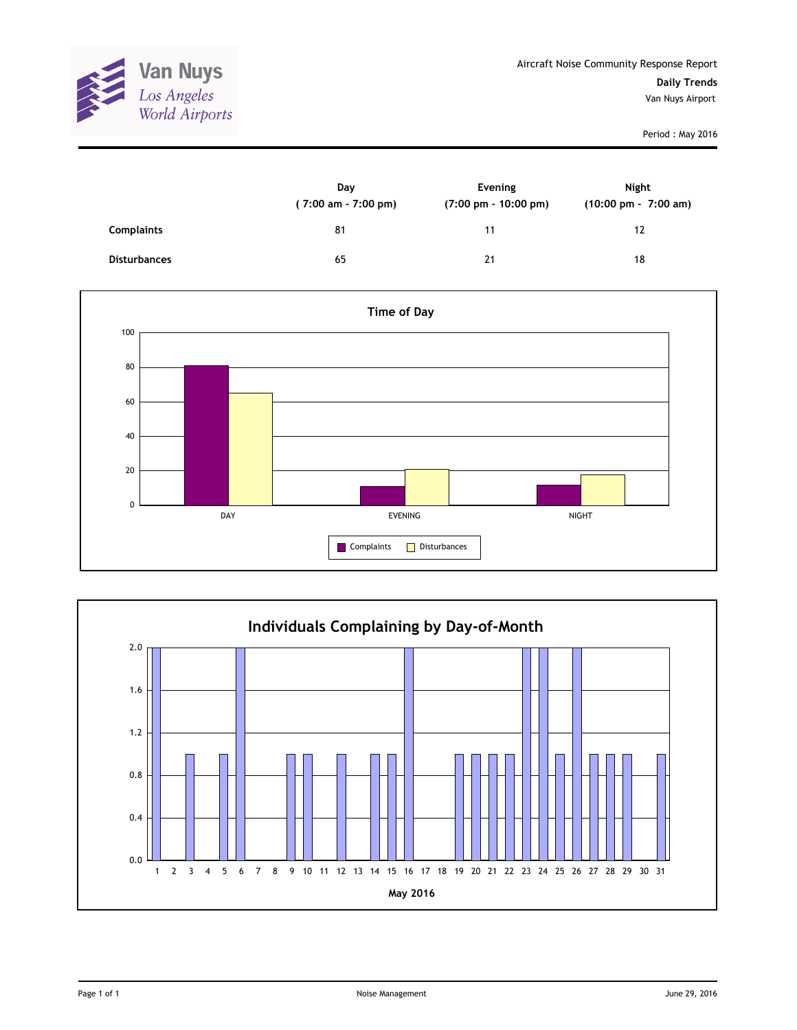Van Nuys
*Los Angeles World Airports*

Aircraft Noise Community Response Report

**Daily Trends**

Van Nuys Airport

Period : May 2016

| | Day<br>( 7:00 am - 7:00 pm) | Evening<br>(7:00 pm - 10:00 pm) | Night<br>(10:00 pm - 7:00 am) |
|---|---|---|---|
| **Complaints** | 81 | 11 | 12 |
| **Disturbances** | 65 | 21 | 18 |

**Time of Day**

| | DAY | EVENING | NIGHT |
|---|---|---|---|
| Complaints | 81 | 11 | 12 |
| Disturbances | 65 | 21 | 18 |

**Individuals Complaining by Day-of-Month**

May 2016

| Day | 1 | 2 | 3 | 4 | 5 | 6 | 7 | 8 | 9 | 10 | 11 | 12 | 13 | 14 | 15 | 16 | 17 | 18 | 19 | 20 | 21 | 22 | 23 | 24 | 25 | 26 | 27 | 28 | 29 | 30 | 31 |
|---|---|---|---|---|---|---|---|---|---|---|---|---|---|---|---|---|---|---|---|---|---|---|---|---|---|---|---|---|---|---|---|
| Individuals | 2 | 0 | 1 | 0 | 1 | 2 | 0 | 0 | 1 | 1 | 0 | 1 | 0 | 1 | 1 | 2 | 0 | 0 | 1 | 1 | 1 | 1 | 2 | 2 | 1 | 2 | 1 | 1 | 1 | 0 | 1 |

Noise Management

June 29, 2016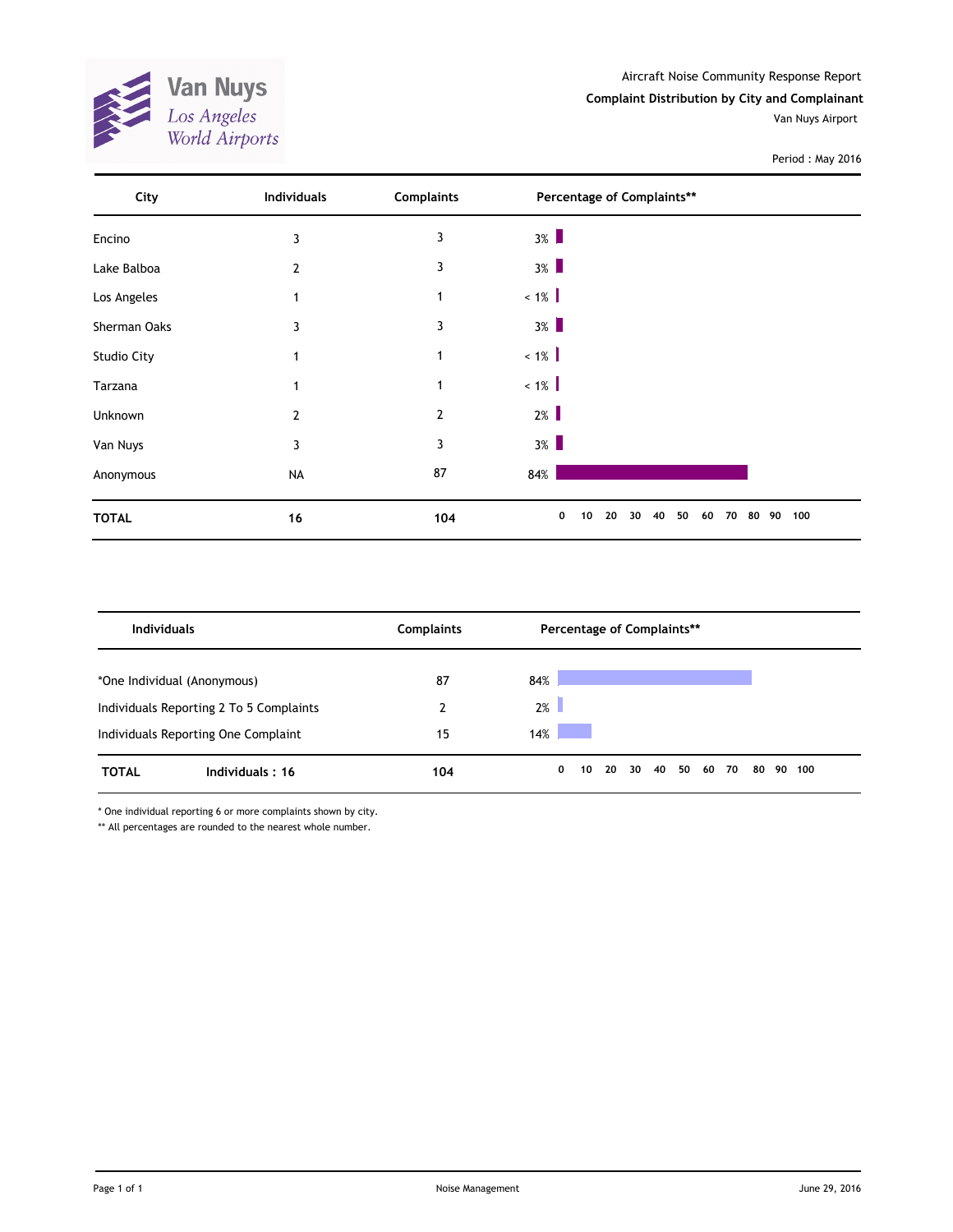Van Nuys
Los Angeles World Airports

Aircraft Noise Community Response Report

**Complaint Distribution by City and Complainant**

Van Nuys Airport

Period : May 2016

| City | Individuals | Complaints | Percentage of Complaints** |
|---|---|---|---|
| Encino | 3 | 3 | 3% |
| Lake Balboa | 2 | 3 | 3% |
| Los Angeles | 1 | 1 | < 1% |
| Sherman Oaks | 3 | 3 | 3% |
| Studio City | 1 | 1 | < 1% |
| Tarzana | 1 | 1 | < 1% |
| Unknown | 2 | 2 | 2% |
| Van Nuys | 3 | 3 | 3% |
| Anonymous | NA | 87 | 84% |
| **TOTAL** | **16** | **104** | |

| Individuals | Complaints | Percentage of Complaints** |
|---|---|---|
| *One Individual (Anonymous) | 87 | 84% |
| Individuals Reporting 2 To 5 Complaints | 2 | 2% |
| Individuals Reporting One Complaint | 15 | 14% |
| **TOTAL** **Individuals : 16** | **104** | |

\* One individual reporting 6 or more complaints shown by city.

** All percentages are rounded to the nearest whole number.

Noise Management

June 29, 2016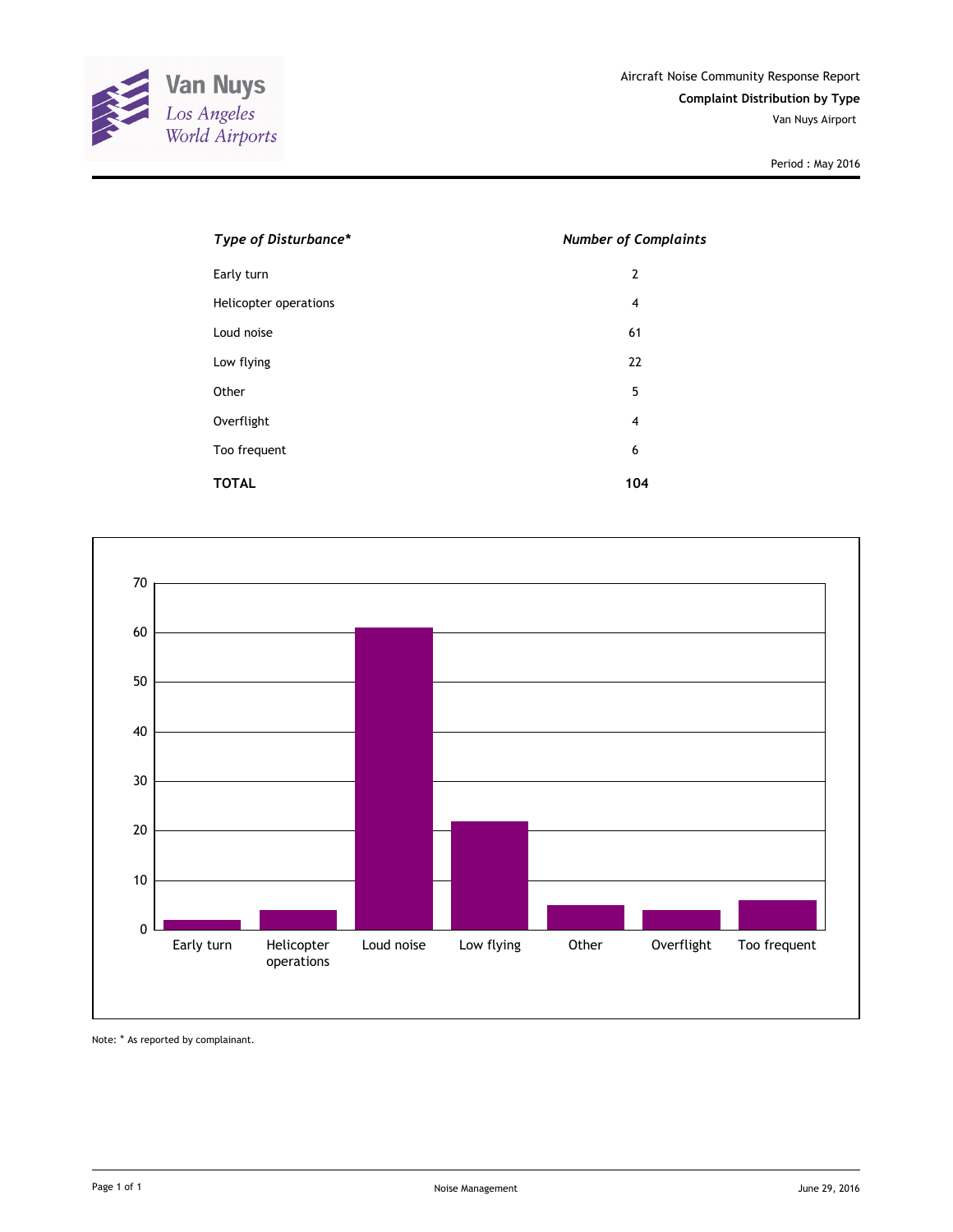Van Nuys
Los Angeles
World Airports

Aircraft Noise Community Response Report

**Complaint Distribution by Type**

Van Nuys Airport

Period : May 2016

| *Type of Disturbance** | *Number of Complaints* |
|---|---|
| Early turn | 2 |
| Helicopter operations | 4 |
| Loud noise | 61 |
| Low flying | 22 |
| Other | 5 |
| Overflight | 4 |
| Too frequent | 6 |
| **TOTAL** | **104** |

Note: * As reported by complainant.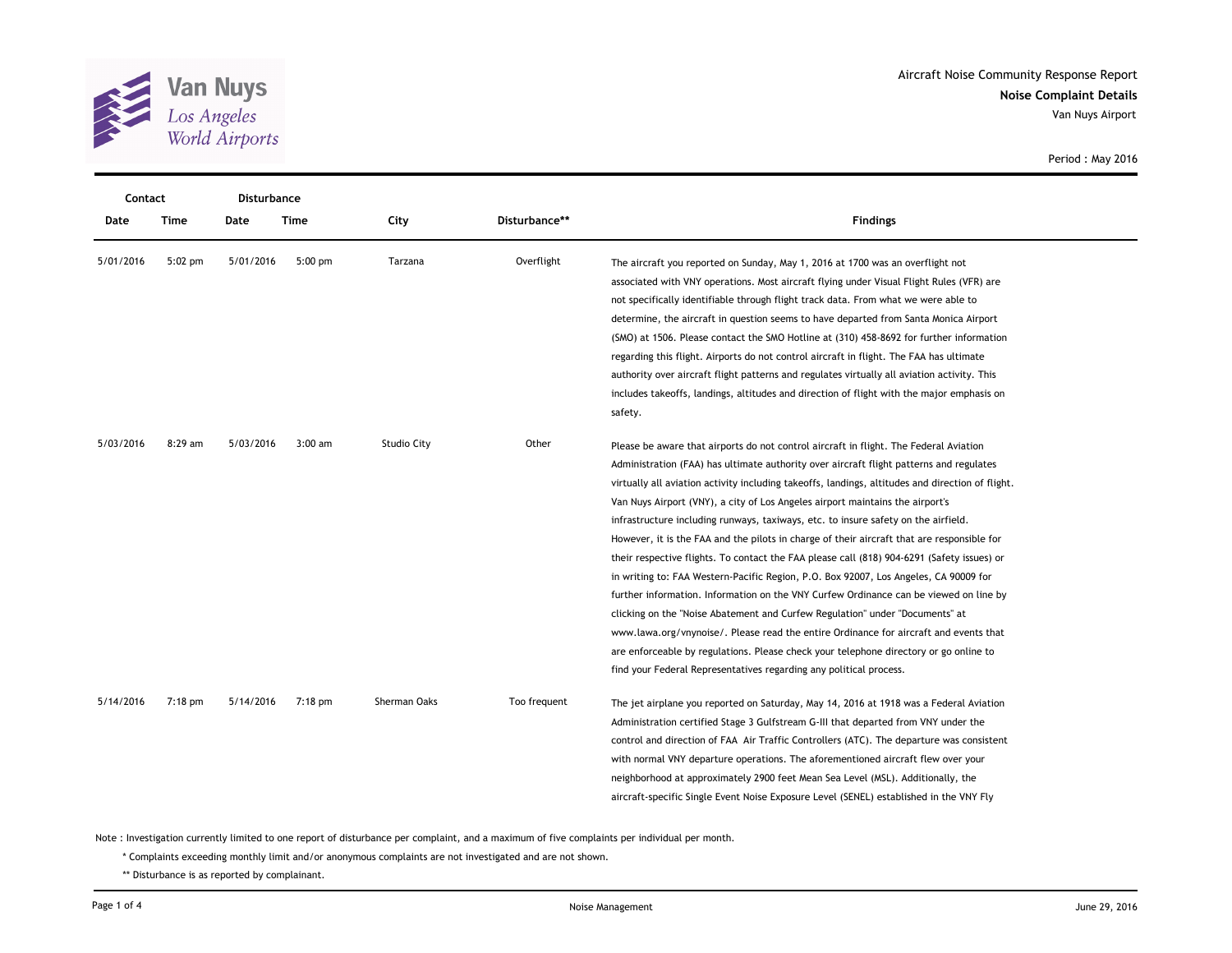Van Nuys
*Los Angeles World Airports*

Aircraft Noise Community Response Report
**Noise Complaint Details**
Van Nuys Airport

Period : May 2016

| Contact | | Disturbance | | | | |
|---|---|---|---|---|---|---|
| **Date** | **Time** | **Date** | **Time** | **City** | **Disturbance**** | **Findings** |
| 5/01/2016 | 5:02 pm | 5/01/2016 | 5:00 pm | Tarzana | Overflight | The aircraft you reported on Sunday, May 1, 2016 at 1700 was an overflight not associated with VNY operations. Most aircraft flying under Visual Flight Rules (VFR) are not specifically identifiable through flight track data. From what we were able to determine, the aircraft in question seems to have departed from Santa Monica Airport (SMO) at 1506. Please contact the SMO Hotline at (310) 458-8692 for further information regarding this flight. Airports do not control aircraft in flight. The FAA has ultimate authority over aircraft flight patterns and regulates virtually all aviation activity. This includes takeoffs, landings, altitudes and direction of flight with the major emphasis on safety. |
| 5/03/2016 | 8:29 am | 5/03/2016 | 3:00 am | Studio City | Other | Please be aware that airports do not control aircraft in flight. The Federal Aviation Administration (FAA) has ultimate authority over aircraft flight patterns and regulates virtually all aviation activity including takeoffs, landings, altitudes and direction of flight. Van Nuys Airport (VNY), a city of Los Angeles airport maintains the airport's infrastructure including runways, taxiways, etc. to insure safety on the airfield. However, it is the FAA and the pilots in charge of their aircraft that are responsible for their respective flights. To contact the FAA please call (818) 904-6291 (Safety issues) or in writing to: FAA Western-Pacific Region, P.O. Box 92007, Los Angeles, CA 90009 for further information. Information on the VNY Curfew Ordinance can be viewed on line by clicking on the "Noise Abatement and Curfew Regulation" under "Documents" at www.lawa.org/vnynoise/. Please read the entire Ordinance for aircraft and events that are enforceable by regulations. Please check your telephone directory or go online to find your Federal Representatives regarding any political process. |
| 5/14/2016 | 7:18 pm | 5/14/2016 | 7:18 pm | Sherman Oaks | Too frequent | The jet airplane you reported on Saturday, May 14, 2016 at 1918 was a Federal Aviation Administration certified Stage 3 Gulfstream G-III that departed from VNY under the control and direction of FAA Air Traffic Controllers (ATC). The departure was consistent with normal VNY departure operations. The aforementioned aircraft flew over your neighborhood at approximately 2900 feet Mean Sea Level (MSL). Additionally, the aircraft-specific Single Event Noise Exposure Level (SENEL) established in the VNY Fly |

Note : Investigation currently limited to one report of disturbance per complaint, and a maximum of five complaints per individual per month.

\* Complaints exceeding monthly limit and/or anonymous complaints are not investigated and are not shown.

** Disturbance is as reported by complainant.

Noise Management

June 29, 2016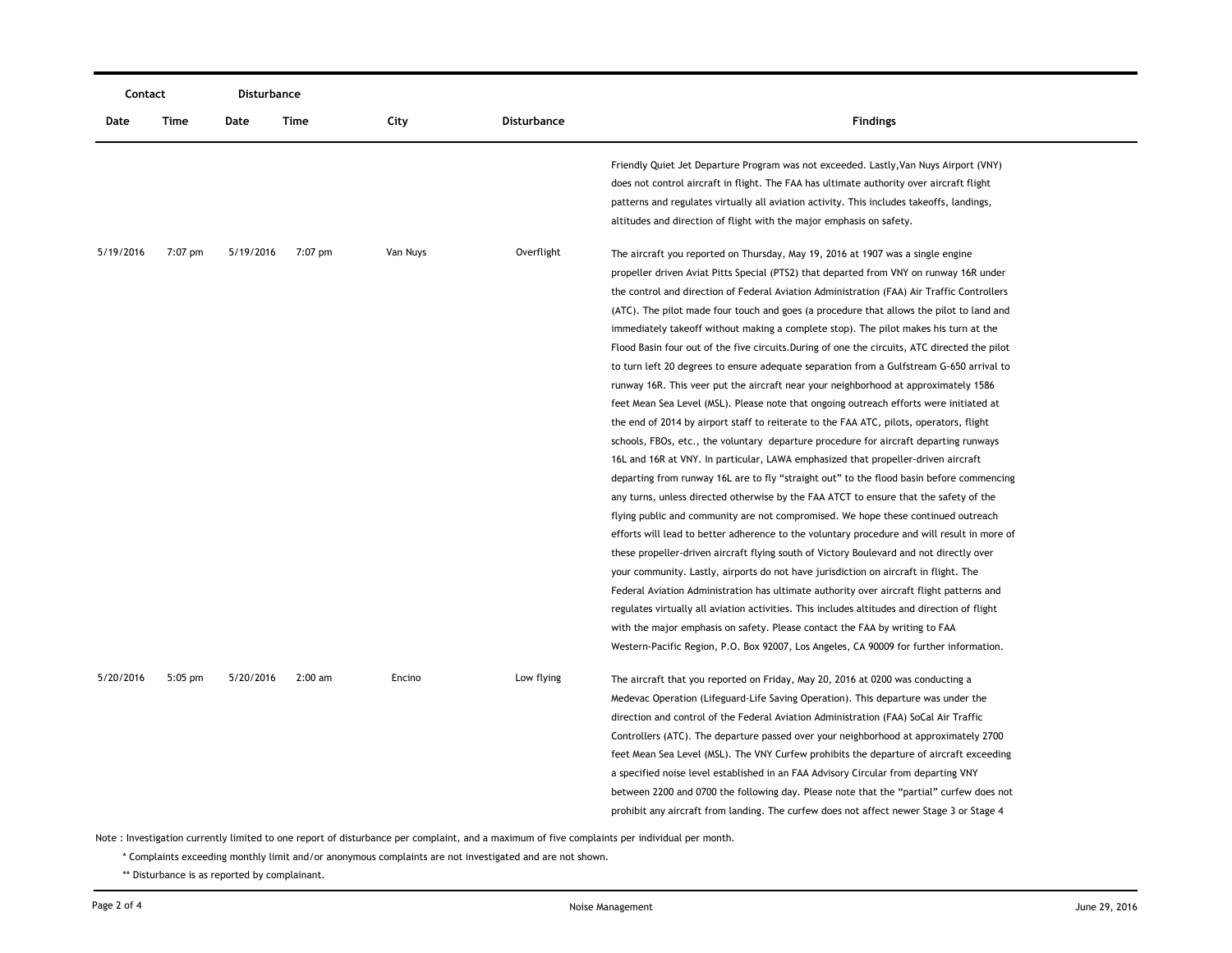| Contact | | Disturbance | | | | |
|---|---|---|---|---|---|---|
| Date | Time | Date | Time | City | Disturbance | Findings |
| | | | | | | Friendly Quiet Jet Departure Program was not exceeded. Lastly,Van Nuys Airport (VNY) does not control aircraft in flight. The FAA has ultimate authority over aircraft flight patterns and regulates virtually all aviation activity. This includes takeoffs, landings, altitudes and direction of flight with the major emphasis on safety. |
| 5/19/2016 | 7:07 pm | 5/19/2016 | 7:07 pm | Van Nuys | Overflight | The aircraft you reported on Thursday, May 19, 2016 at 1907 was a single engine propeller driven Aviat Pitts Special (PTS2) that departed from VNY on runway 16R under the control and direction of Federal Aviation Administration (FAA) Air Traffic Controllers (ATC). The pilot made four touch and goes (a procedure that allows the pilot to land and immediately takeoff without making a complete stop). The pilot makes his turn at the Flood Basin four out of the five circuits.During of one the circuits, ATC directed the pilot to turn left 20 degrees to ensure adequate separation from a Gulfstream G-650 arrival to runway 16R. This veer put the aircraft near your neighborhood at approximately 1586 feet Mean Sea Level (MSL). Please note that ongoing outreach efforts were initiated at the end of 2014 by airport staff to reiterate to the FAA ATC, pilots, operators, flight schools, FBOs, etc., the voluntary departure procedure for aircraft departing runways 16L and 16R at VNY. In particular, LAWA emphasized that propeller-driven aircraft departing from runway 16L are to fly "straight out" to the flood basin before commencing any turns, unless directed otherwise by the FAA ATCT to ensure that the safety of the flying public and community are not compromised. We hope these continued outreach efforts will lead to better adherence to the voluntary procedure and will result in more of these propeller-driven aircraft flying south of Victory Boulevard and not directly over your community. Lastly, airports do not have jurisdiction on aircraft in flight. The Federal Aviation Administration has ultimate authority over aircraft flight patterns and regulates virtually all aviation activities. This includes altitudes and direction of flight with the major emphasis on safety. Please contact the FAA by writing to FAA Western-Pacific Region, P.O. Box 92007, Los Angeles, CA 90009 for further information. |
| 5/20/2016 | 5:05 pm | 5/20/2016 | 2:00 am | Encino | Low flying | The aircraft that you reported on Friday, May 20, 2016 at 0200 was conducting a Medevac Operation (Lifeguard-Life Saving Operation). This departure was under the direction and control of the Federal Aviation Administration (FAA) SoCal Air Traffic Controllers (ATC). The departure passed over your neighborhood at approximately 2700 feet Mean Sea Level (MSL). The VNY Curfew prohibits the departure of aircraft exceeding a specified noise level established in an FAA Advisory Circular from departing VNY between 2200 and 0700 the following day. Please note that the "partial" curfew does not prohibit any aircraft from landing. The curfew does not affect newer Stage 3 or Stage 4 |

Note : Investigation currently limited to one report of disturbance per complaint, and a maximum of five complaints per individual per month.

\* Complaints exceeding monthly limit and/or anonymous complaints are not investigated and are not shown.

\*\* Disturbance is as reported by complainant.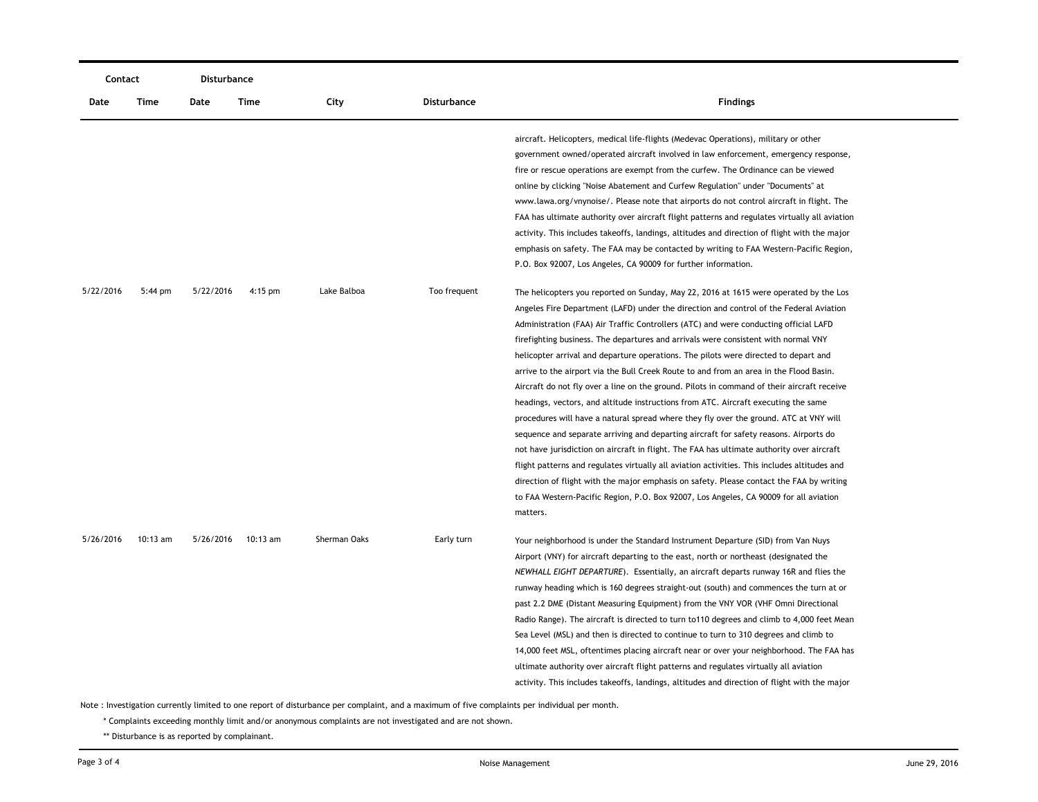| Contact | | Disturbance | | | | |
| --- | --- | --- | --- | --- | --- | --- |
| Date | Time | Date | Time | City | Disturbance | Findings |
| | | | | | | aircraft. Helicopters, medical life-flights (Medevac Operations), military or other government owned/operated aircraft involved in law enforcement, emergency response, fire or rescue operations are exempt from the curfew. The Ordinance can be viewed online by clicking "Noise Abatement and Curfew Regulation" under "Documents" at www.lawa.org/vnynoise/. Please note that airports do not control aircraft in flight. The FAA has ultimate authority over aircraft flight patterns and regulates virtually all aviation activity. This includes takeoffs, landings, altitudes and direction of flight with the major emphasis on safety. The FAA may be contacted by writing to FAA Western-Pacific Region, P.O. Box 92007, Los Angeles, CA 90009 for further information. |
| 5/22/2016 | 5:44 pm | 5/22/2016 | 4:15 pm | Lake Balboa | Too frequent | The helicopters you reported on Sunday, May 22, 2016 at 1615 were operated by the Los Angeles Fire Department (LAFD) under the direction and control of the Federal Aviation Administration (FAA) Air Traffic Controllers (ATC) and were conducting official LAFD firefighting business. The departures and arrivals were consistent with normal VNY helicopter arrival and departure operations. The pilots were directed to depart and arrive to the airport via the Bull Creek Route to and from an area in the Flood Basin. Aircraft do not fly over a line on the ground. Pilots in command of their aircraft receive headings, vectors, and altitude instructions from ATC. Aircraft executing the same procedures will have a natural spread where they fly over the ground. ATC at VNY will sequence and separate arriving and departing aircraft for safety reasons. Airports do not have jurisdiction on aircraft in flight. The FAA has ultimate authority over aircraft flight patterns and regulates virtually all aviation activities. This includes altitudes and direction of flight with the major emphasis on safety. Please contact the FAA by writing to FAA Western-Pacific Region, P.O. Box 92007, Los Angeles, CA 90009 for all aviation matters. |
| 5/26/2016 | 10:13 am | 5/26/2016 | 10:13 am | Sherman Oaks | Early turn | Your neighborhood is under the Standard Instrument Departure (SID) from Van Nuys Airport (VNY) for aircraft departing to the east, north or northeast (designated the *NEWHALL EIGHT DEPARTURE*). Essentially, an aircraft departs runway 16R and flies the runway heading which is 160 degrees straight-out (south) and commences the turn at or past 2.2 DME (Distant Measuring Equipment) from the VNY VOR (VHF Omni Directional Radio Range). The aircraft is directed to turn to110 degrees and climb to 4,000 feet Mean Sea Level (MSL) and then is directed to continue to turn to 310 degrees and climb to 14,000 feet MSL, oftentimes placing aircraft near or over your neighborhood. The FAA has ultimate authority over aircraft flight patterns and regulates virtually all aviation activity. This includes takeoffs, landings, altitudes and direction of flight with the major |

Note : Investigation currently limited to one report of disturbance per complaint, and a maximum of five complaints per individual per month.

\* Complaints exceeding monthly limit and/or anonymous complaints are not investigated and are not shown.

\** Disturbance is as reported by complainant.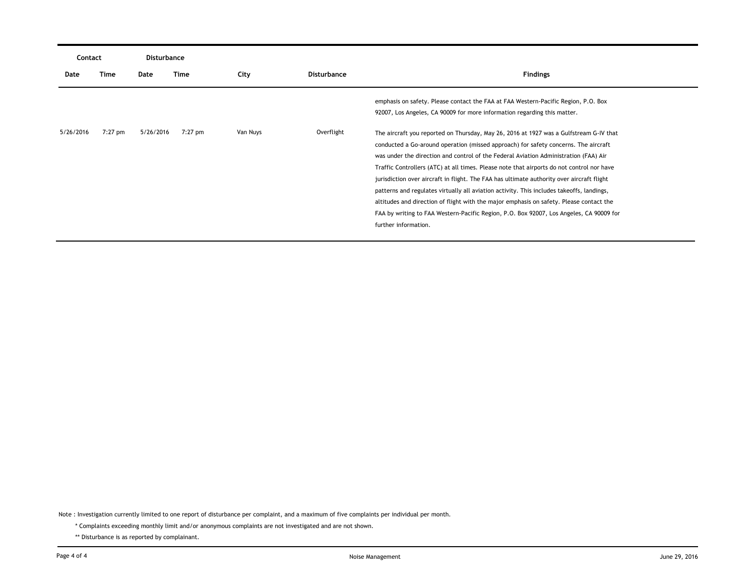| Contact | | Disturbance | | | | |
| --- | --- | --- | --- | --- | --- | --- |
| Date | Time | Date | Time | City | Disturbance | Findings |
| | | | | | | emphasis on safety. Please contact the FAA at FAA Western-Pacific Region, P.O. Box 92007, Los Angeles, CA 90009 for more information regarding this matter. |
| 5/26/2016 | 7:27 pm | 5/26/2016 | 7:27 pm | Van Nuys | Overflight | The aircraft you reported on Thursday, May 26, 2016 at 1927 was a Gulfstream G-IV that conducted a Go-around operation (missed approach) for safety concerns. The aircraft was under the direction and control of the Federal Aviation Administration (FAA) Air Traffic Controllers (ATC) at all times. Please note that airports do not control nor have jurisdiction over aircraft in flight. The FAA has ultimate authority over aircraft flight patterns and regulates virtually all aviation activity. This includes takeoffs, landings, altitudes and direction of flight with the major emphasis on safety. Please contact the FAA by writing to FAA Western-Pacific Region, P.O. Box 92007, Los Angeles, CA 90009 for further information. |

Note : Investigation currently limited to one report of disturbance per complaint, and a maximum of five complaints per individual per month.

\* Complaints exceeding monthly limit and/or anonymous complaints are not investigated and are not shown.

\*\* Disturbance is as reported by complainant.